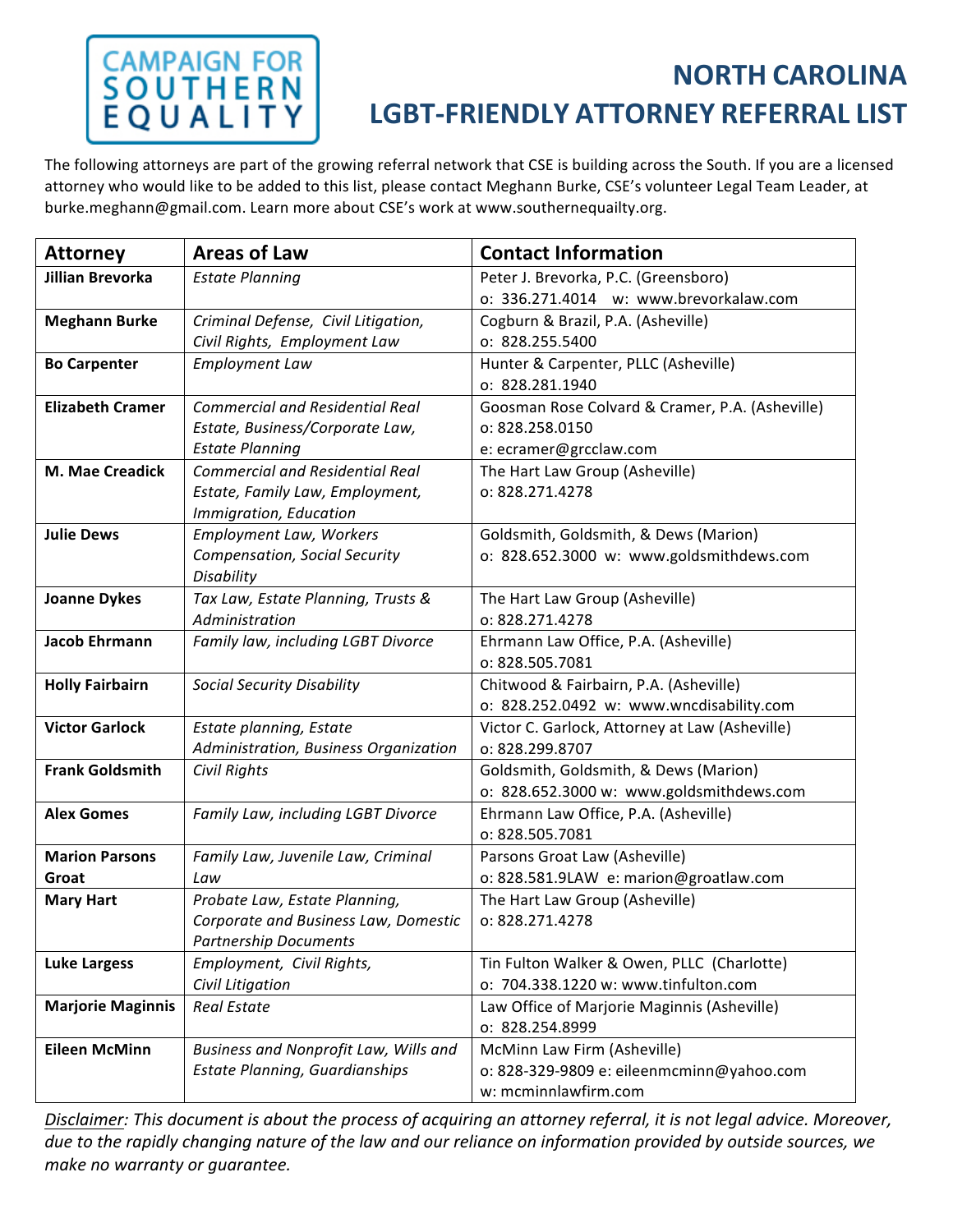CAMPAIGN FOR SOUTHERN EQUALITY

# NORTH CAROLINA LGBT-FRIENDLY ATTORNEY REFERRAL LIST

The following attorneys are part of the growing referral network that CSE is building across the South. If you are a licensed attorney who would like to be added to this list, please contact Meghann Burke, CSE's volunteer Legal Team Leader, at burke.meghann@gmail.com. Learn more about CSE's work at www.southernequailty.org.

| Attorney | Areas of Law | Contact Information |
|---|---|---|
| **Jillian Brevorka** | *Estate Planning* | Peter J. Brevorka, P.C. (Greensboro)<br>o: 336.271.4014 w: www.brevorkalaw.com |
| **Meghann Burke** | *Criminal Defense, Civil Litigation, Civil Rights, Employment Law* | Cogburn & Brazil, P.A. (Asheville)<br>o: 828.255.5400 |
| **Bo Carpenter** | *Employment Law* | Hunter & Carpenter, PLLC (Asheville)<br>o: 828.281.1940 |
| **Elizabeth Cramer** | *Commercial and Residential Real Estate, Business/Corporate Law, Estate Planning* | Goosman Rose Colvard & Cramer, P.A. (Asheville)<br>o: 828.258.0150<br>e: ecramer@grcclaw.com |
| **M. Mae Creadick** | *Commercial and Residential Real Estate, Family Law, Employment, Immigration, Education* | The Hart Law Group (Asheville)<br>o: 828.271.4278 |
| **Julie Dews** | *Employment Law, Workers Compensation, Social Security Disability* | Goldsmith, Goldsmith, & Dews (Marion)<br>o: 828.652.3000 w: www.goldsmithdews.com |
| **Joanne Dykes** | *Tax Law, Estate Planning, Trusts & Administration* | The Hart Law Group (Asheville)<br>o: 828.271.4278 |
| **Jacob Ehrmann** | *Family law, including LGBT Divorce* | Ehrmann Law Office, P.A. (Asheville)<br>o: 828.505.7081 |
| **Holly Fairbairn** | *Social Security Disability* | Chitwood & Fairbairn, P.A. (Asheville)<br>o: 828.252.0492 w: www.wncdisability.com |
| **Victor Garlock** | *Estate planning, Estate Administration, Business Organization* | Victor C. Garlock, Attorney at Law (Asheville)<br>o: 828.299.8707 |
| **Frank Goldsmith** | *Civil Rights* | Goldsmith, Goldsmith, & Dews (Marion)<br>o: 828.652.3000 w: www.goldsmithdews.com |
| **Alex Gomes** | *Family Law, including LGBT Divorce* | Ehrmann Law Office, P.A. (Asheville)<br>o: 828.505.7081 |
| **Marion Parsons Groat** | *Family Law, Juvenile Law, Criminal Law* | Parsons Groat Law (Asheville)<br>o: 828.581.9LAW e: marion@groatlaw.com |
| **Mary Hart** | *Probate Law, Estate Planning, Corporate and Business Law, Domestic Partnership Documents* | The Hart Law Group (Asheville)<br>o: 828.271.4278 |
| **Luke Largess** | *Employment, Civil Rights, Civil Litigation* | Tin Fulton Walker & Owen, PLLC (Charlotte)<br>o: 704.338.1220 w: www.tinfulton.com |
| **Marjorie Maginnis** | *Real Estate* | Law Office of Marjorie Maginnis (Asheville)<br>o: 828.254.8999 |
| **Eileen McMinn** | *Business and Nonprofit Law, Wills and Estate Planning, Guardianships* | McMinn Law Firm (Asheville)<br>o: 828-329-9809 e: eileenmcminn@yahoo.com<br>w: mcminnlawfirm.com |

<u>Disclaimer</u>: *This document is about the process of acquiring an attorney referral, it is not legal advice. Moreover, due to the rapidly changing nature of the law and our reliance on information provided by outside sources, we make no warranty or guarantee.*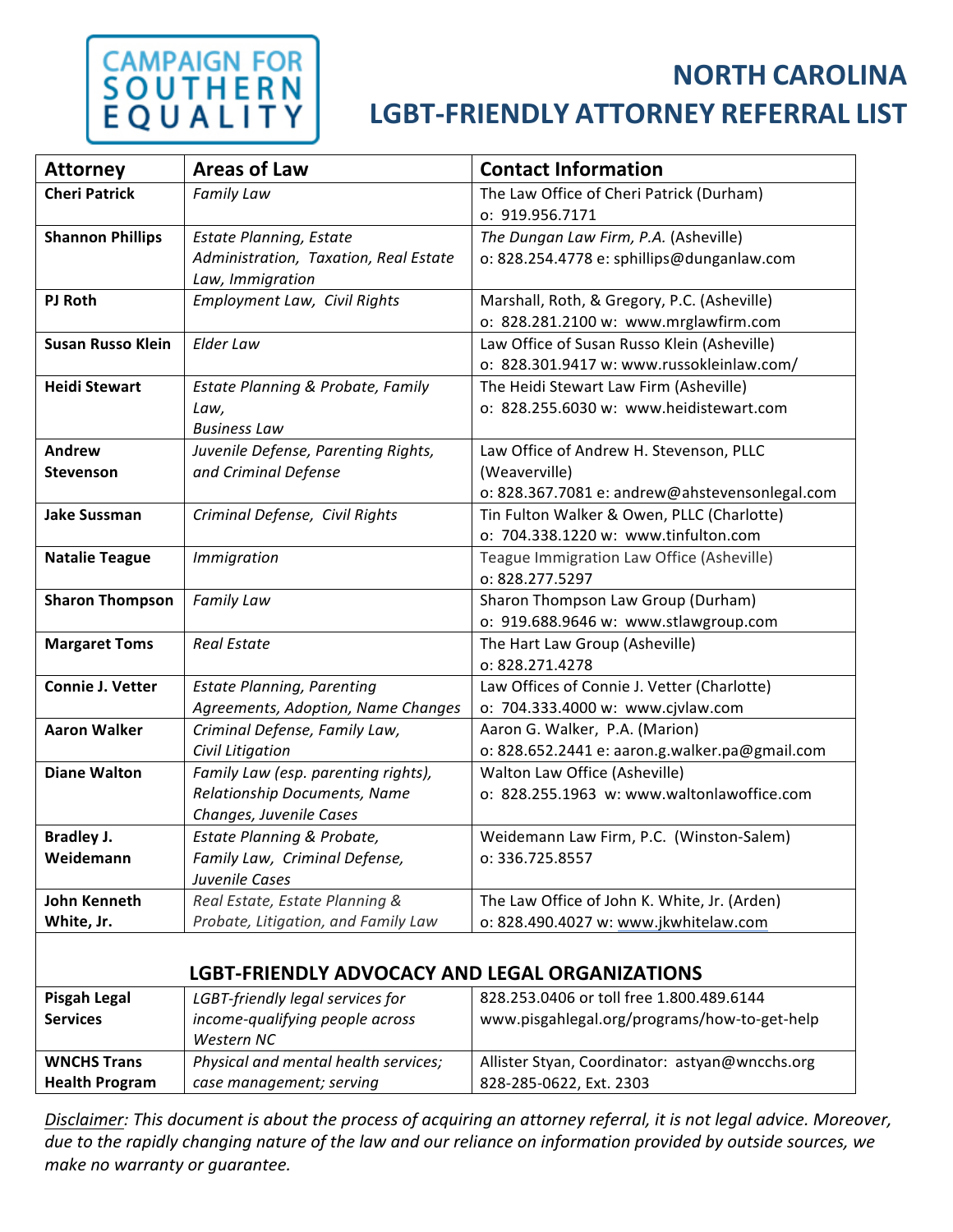# NORTH CAROLINA LGBT-FRIENDLY ATTORNEY REFERRAL LIST

CAMPAIGN FOR SOUTHERN EQUALITY

| Attorney | Areas of Law | Contact Information |
|---|---|---|
| **Cheri Patrick** | *Family Law* | The Law Office of Cheri Patrick (Durham)<br>o: 919.956.7171 |
| **Shannon Phillips** | *Estate Planning, Estate Administration, Taxation, Real Estate Law, Immigration* | *The Dungan Law Firm, P.A.* (Asheville)<br>o: 828.254.4778 e: sphillips@dunganlaw.com |
| **PJ Roth** | *Employment Law, Civil Rights* | Marshall, Roth, & Gregory, P.C. (Asheville)<br>o: 828.281.2100 w: www.mrglawfirm.com |
| **Susan Russo Klein** | *Elder Law* | Law Office of Susan Russo Klein (Asheville)<br>o: 828.301.9417 w: www.russokleinlaw.com/ |
| **Heidi Stewart** | *Estate Planning & Probate, Family Law,<br>Business Law* | The Heidi Stewart Law Firm (Asheville)<br>o: 828.255.6030 w: www.heidistewart.com |
| **Andrew Stevenson** | *Juvenile Defense, Parenting Rights, and Criminal Defense* | Law Office of Andrew H. Stevenson, PLLC (Weaverville)<br>o: 828.367.7081 e: andrew@ahstevensonlegal.com |
| **Jake Sussman** | *Criminal Defense, Civil Rights* | Tin Fulton Walker & Owen, PLLC (Charlotte)<br>o: 704.338.1220 w: www.tinfulton.com |
| **Natalie Teague** | *Immigration* | Teague Immigration Law Office (Asheville)<br>o: 828.277.5297 |
| **Sharon Thompson** | *Family Law* | Sharon Thompson Law Group (Durham)<br>o: 919.688.9646 w: www.stlawgroup.com |
| **Margaret Toms** | *Real Estate* | The Hart Law Group (Asheville)<br>o: 828.271.4278 |
| **Connie J. Vetter** | *Estate Planning, Parenting Agreements, Adoption, Name Changes* | Law Offices of Connie J. Vetter (Charlotte)<br>o: 704.333.4000 w: www.cjvlaw.com |
| **Aaron Walker** | *Criminal Defense, Family Law, Civil Litigation* | Aaron G. Walker, P.A. (Marion)<br>o: 828.652.2441 e: aaron.g.walker.pa@gmail.com |
| **Diane Walton** | *Family Law (esp. parenting rights), Relationship Documents, Name Changes, Juvenile Cases* | Walton Law Office (Asheville)<br>o: 828.255.1963 w: www.waltonlawoffice.com |
| **Bradley J. Weidemann** | *Estate Planning & Probate, Family Law, Criminal Defense, Juvenile Cases* | Weidemann Law Firm, P.C. (Winston-Salem)<br>o: 336.725.8557 |
| **John Kenneth White, Jr.** | *Real Estate, Estate Planning & Probate, Litigation, and Family Law* | The Law Office of John K. White, Jr. (Arden)<br>o: 828.490.4027 w: www.jkwhitelaw.com |

## LGBT-FRIENDLY ADVOCACY AND LEGAL ORGANIZATIONS

| Organization | Services | Contact Information |
|---|---|---|
| **Pisgah Legal Services** | *LGBT-friendly legal services for income-qualifying people across Western NC* | 828.253.0406 or toll free 1.800.489.6144<br>www.pisgahlegal.org/programs/how-to-get-help |
| **WNCHS Trans Health Program** | *Physical and mental health services; case management; serving* | Allister Styan, Coordinator: astyan@wncchs.org<br>828-285-0622, Ext. 2303 |

*Disclaimer: This document is about the process of acquiring an attorney referral, it is not legal advice. Moreover, due to the rapidly changing nature of the law and our reliance on information provided by outside sources, we make no warranty or guarantee.*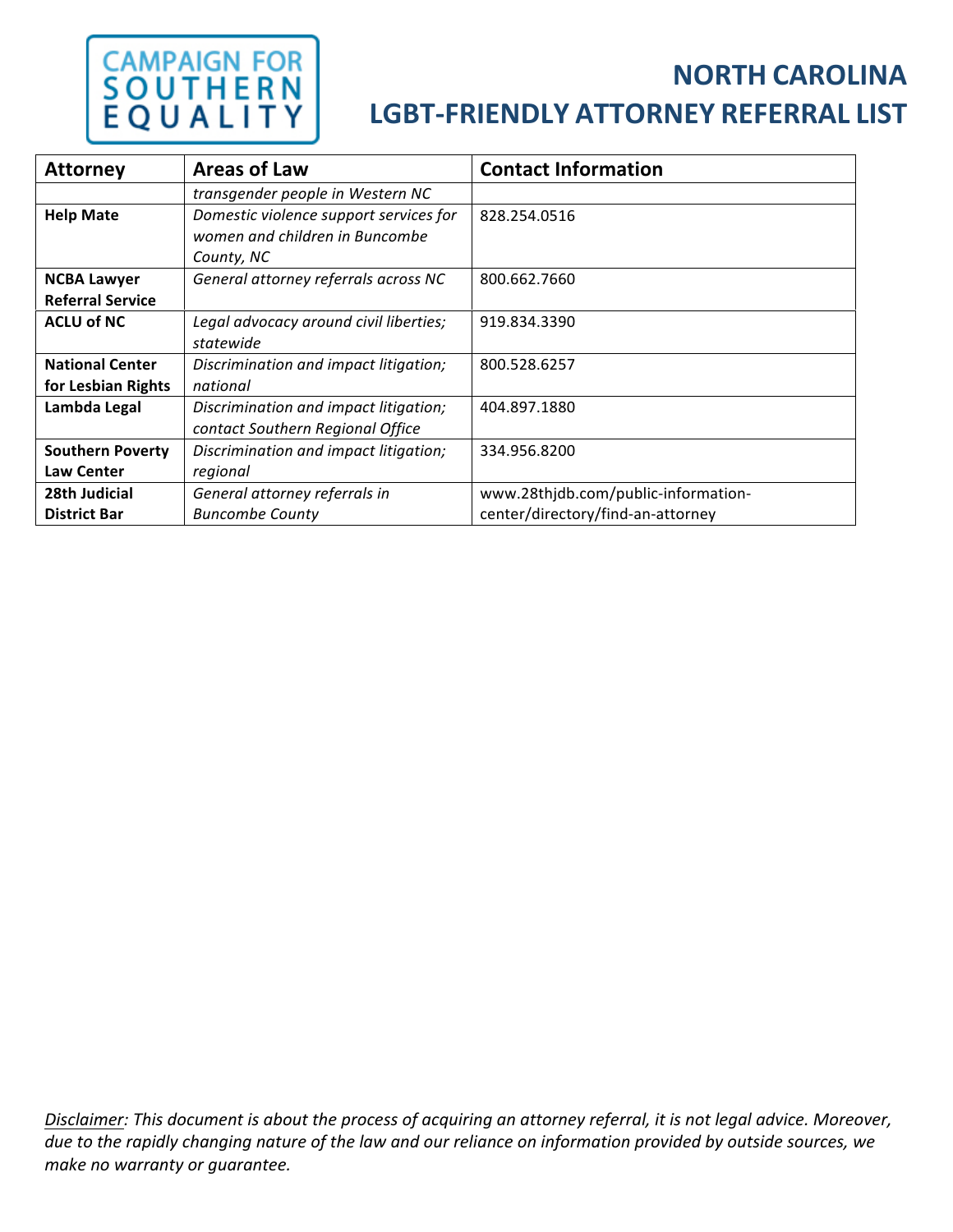CAMPAIGN FOR SOUTHERN EQUALITY

# NORTH CAROLINA LGBT-FRIENDLY ATTORNEY REFERRAL LIST

| Attorney | Areas of Law | Contact Information |
|---|---|---|
| | *transgender people in Western NC* | |
| **Help Mate** | *Domestic violence support services for women and children in Buncombe County, NC* | 828.254.0516 |
| **NCBA Lawyer Referral Service** | *General attorney referrals across NC* | 800.662.7660 |
| **ACLU of NC** | *Legal advocacy around civil liberties; statewide* | 919.834.3390 |
| **National Center for Lesbian Rights** | *Discrimination and impact litigation; national* | 800.528.6257 |
| **Lambda Legal** | *Discrimination and impact litigation; contact Southern Regional Office* | 404.897.1880 |
| **Southern Poverty Law Center** | *Discrimination and impact litigation; regional* | 334.956.8200 |
| **28th Judicial District Bar** | *General attorney referrals in Buncombe County* | www.28thjdb.com/public-information-center/directory/find-an-attorney |

*<u>Disclaimer</u>: This document is about the process of acquiring an attorney referral, it is not legal advice. Moreover, due to the rapidly changing nature of the law and our reliance on information provided by outside sources, we make no warranty or guarantee.*